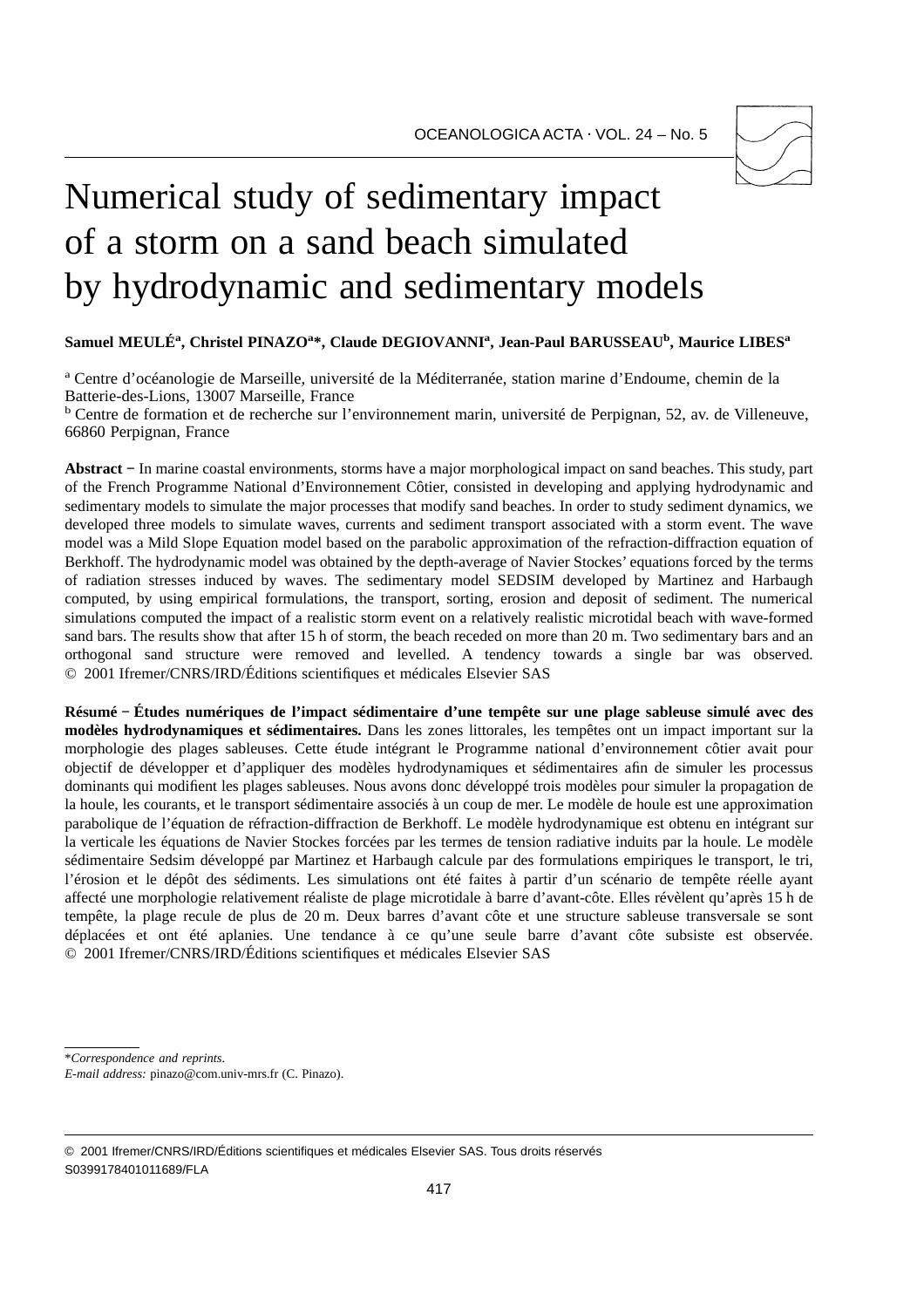# Numerical study of sedimentary impact of a storm on a sand beach simulated by hydrodynamic and sedimentary models

**Samuel MEULÉ[a], Christel PINAZO[a]*, Claude DEGIOVANNI[a], Jean-Paul BARUSSEAU[b], Maurice LIBES[a]**

[a] Centre d'océanologie de Marseille, université de la Méditerranée, station marine d'Endoume, chemin de la Batterie-des-Lions, 13007 Marseille, France

[b] Centre de formation et de recherche sur l'environnement marin, université de Perpignan, 52, av. de Villeneuve, 66860 Perpignan, France

**Abstract** − In marine coastal environments, storms have a major morphological impact on sand beaches. This study, part of the French Programme National d'Environnement Côtier, consisted in developing and applying hydrodynamic and sedimentary models to simulate the major processes that modify sand beaches. In order to study sediment dynamics, we developed three models to simulate waves, currents and sediment transport associated with a storm event. The wave model was a Mild Slope Equation model based on the parabolic approximation of the refraction-diffraction equation of Berkhoff. The hydrodynamic model was obtained by the depth-average of Navier Stockes' equations forced by the terms of radiation stresses induced by waves. The sedimentary model SEDSIM developed by Martinez and Harbaugh computed, by using empirical formulations, the transport, sorting, erosion and deposit of sediment. The numerical simulations computed the impact of a realistic storm event on a relatively realistic microtidal beach with wave-formed sand bars. The results show that after 15 h of storm, the beach receded on more than 20 m. Two sedimentary bars and an orthogonal sand structure were removed and levelled. A tendency towards a single bar was observed. © 2001 Ifremer/CNRS/IRD/Éditions scientifiques et médicales Elsevier SAS

**Résumé** − **Études numériques de l'impact sédimentaire d'une tempête sur une plage sableuse simulé avec des modèles hydrodynamiques et sédimentaires.** Dans les zones littorales, les tempêtes ont un impact important sur la morphologie des plages sableuses. Cette étude intégrant le Programme national d'environnement côtier avait pour objectif de développer et d'appliquer des modèles hydrodynamiques et sédimentaires afin de simuler les processus dominants qui modifient les plages sableuses. Nous avons donc développé trois modèles pour simuler la propagation de la houle, les courants, et le transport sédimentaire associés à un coup de mer. Le modèle de houle est une approximation parabolique de l'équation de réfraction-diffraction de Berkhoff. Le modèle hydrodynamique est obtenu en intégrant sur la verticale les équations de Navier Stockes forcées par les termes de tension radiative induits par la houle. Le modèle sédimentaire Sedsim développé par Martinez et Harbaugh calcule par des formulations empiriques le transport, le tri, l'érosion et le dépôt des sédiments. Les simulations ont été faites à partir d'un scénario de tempête réelle ayant affecté une morphologie relativement réaliste de plage microtidale à barre d'avant-côte. Elles révèlent qu'après 15 h de tempête, la plage recule de plus de 20 m. Deux barres d'avant côte et une structure sableuse transversale se sont déplacées et ont été aplanies. Une tendance à ce qu'une seule barre d'avant côte subsiste est observée. © 2001 Ifremer/CNRS/IRD/Éditions scientifiques et médicales Elsevier SAS

---

**Correspondence and reprints.*

*E-mail address:* pinazo@com.univ-mrs.fr (C. Pinazo).

© 2001 Ifremer/CNRS/IRD/Éditions scientifiques et médicales Elsevier SAS. Tous droits réservés

S0399178401011689/FLA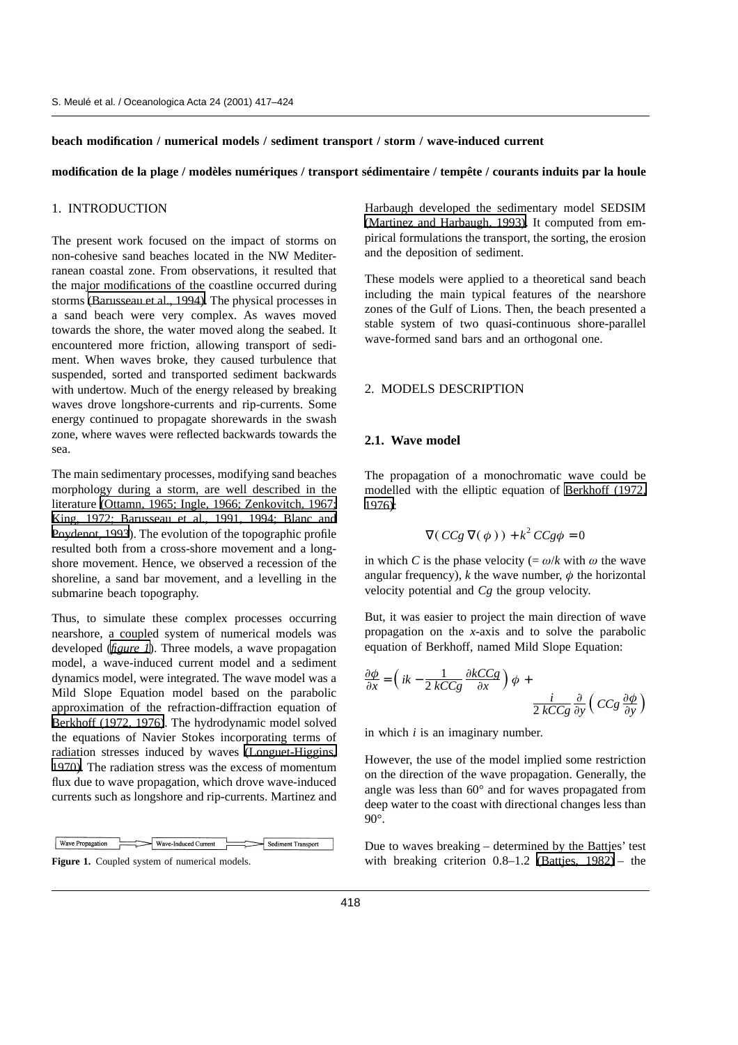**beach modification / numerical models / sediment transport / storm / wave-induced current**

**modification de la plage / modèles numériques / transport sédimentaire / tempête / courants induits par la houle**

## 1. INTRODUCTION

The present work focused on the impact of storms on non-cohesive sand beaches located in the NW Mediterranean coastal zone. From observations, it resulted that the major modifications of the coastline occurred during storms (Barusseau et al., 1994). The physical processes in a sand beach were very complex. As waves moved towards the shore, the water moved along the seabed. It encountered more friction, allowing transport of sediment. When waves broke, they caused turbulence that suspended, sorted and transported sediment backwards with undertow. Much of the energy released by breaking waves drove longshore-currents and rip-currents. Some energy continued to propagate shorewards in the swash zone, where waves were reflected backwards towards the sea.

The main sedimentary processes, modifying sand beaches morphology during a storm, are well described in the literature (Ottamn, 1965; Ingle, 1966; Zenkovitch, 1967; King, 1972; Barusseau et al., 1991, 1994; Blanc and Poydenot, 1993). The evolution of the topographic profile resulted both from a cross-shore movement and a longshore movement. Hence, we observed a recession of the shoreline, a sand bar movement, and a levelling in the submarine beach topography.

Thus, to simulate these complex processes occurring nearshore, a coupled system of numerical models was developed (*figure 1*). Three models, a wave propagation model, a wave-induced current model and a sediment dynamics model, were integrated. The wave model was a Mild Slope Equation model based on the parabolic approximation of the refraction-diffraction equation of Berkhoff (1972, 1976). The hydrodynamic model solved the equations of Navier Stokes incorporating terms of radiation stresses induced by waves (Longuet-Higgins, 1970). The radiation stress was the excess of momentum flux due to wave propagation, which drove wave-induced currents such as longshore and rip-currents. Martinez and Harbaugh developed the sedimentary model SEDSIM (Martinez and Harbaugh, 1993). It computed from empirical formulations the transport, the sorting, the erosion and the deposition of sediment.

Wave Propagation → Wave-Induced Current → Sediment Transport

**Figure 1.** Coupled system of numerical models.

These models were applied to a theoretical sand beach including the main typical features of the nearshore zones of the Gulf of Lions. Then, the beach presented a stable system of two quasi-continuous shore-parallel wave-formed sand bars and an orthogonal one.

## 2. MODELS DESCRIPTION

### 2.1. Wave model

The propagation of a monochromatic wave could be modelled with the elliptic equation of Berkhoff (1972, 1976):

$$\nabla(\, CCg\, \nabla(\, \phi\, )\, ) + k^2\, CCg\phi = 0$$

in which $C$ is the phase velocity (= $\omega/k$ with $\omega$ the wave angular frequency), $k$ the wave number, $\phi$ the horizontal velocity potential and $Cg$ the group velocity.

But, it was easier to project the main direction of wave propagation on the $x$-axis and to solve the parabolic equation of Berkhoff, named Mild Slope Equation:

$$\frac{\partial\phi}{\partial x} = \left( ik - \frac{1}{2\,kCCg}\frac{\partial kCCg}{\partial x} \right)\phi + \frac{i}{2\,kCCg}\frac{\partial}{\partial y}\left( CCg\,\frac{\partial\phi}{\partial y} \right)$$

in which $i$ is an imaginary number.

However, the use of the model implied some restriction on the direction of the wave propagation. Generally, the angle was less than 60° and for waves propagated from deep water to the coast with directional changes less than 90°.

Due to waves breaking – determined by the Battjes' test with breaking criterion 0.8–1.2 (Battjes, 1982) – the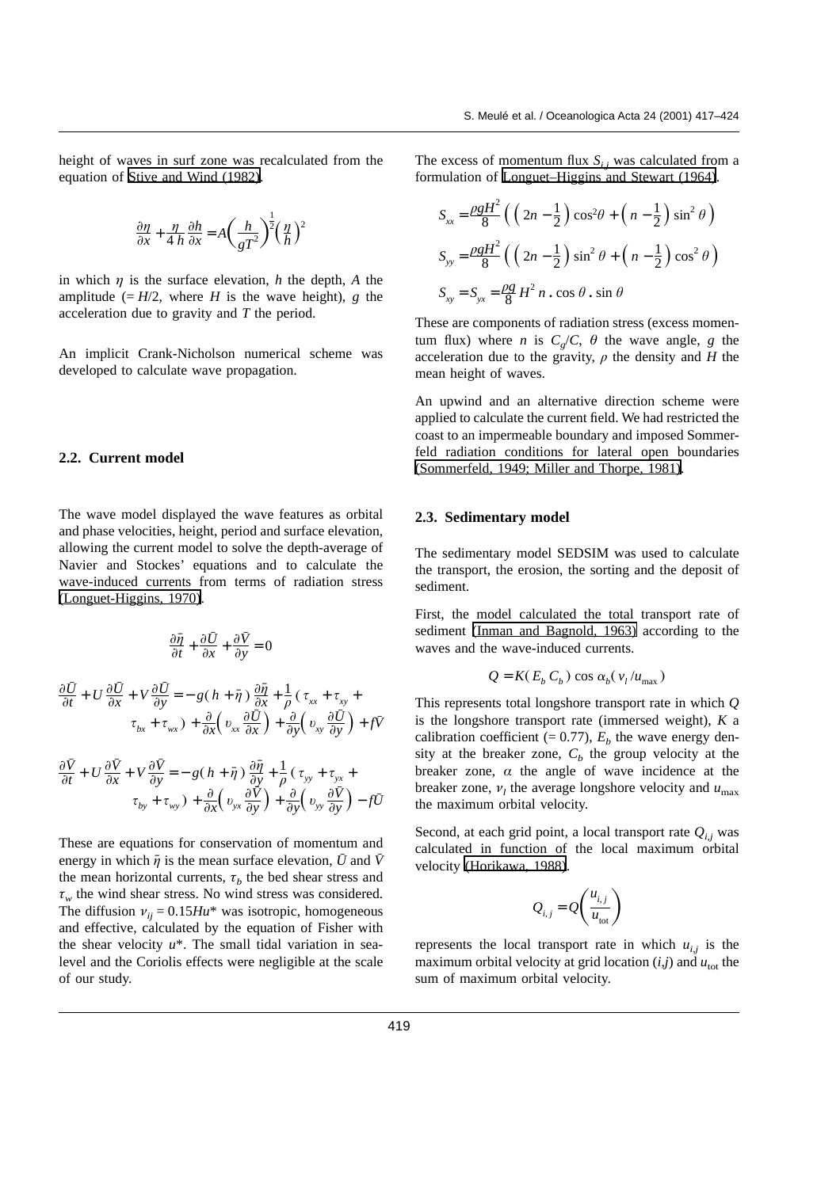height of waves in surf zone was recalculated from the equation of Stive and Wind (1982).

$$\frac{\partial \eta}{\partial x} + \frac{\eta}{4\,h}\frac{\partial h}{\partial x} = A\left(\frac{h}{gT^2}\right)^{\frac{1}{2}}\left(\frac{\eta}{h}\right)^2$$

in which $\eta$ is the surface elevation, $h$ the depth, $A$ the amplitude (= $H/2$, where $H$ is the wave height), $g$ the acceleration due to gravity and $T$ the period.

An implicit Crank-Nicholson numerical scheme was developed to calculate wave propagation.

### 2.2. Current model

The wave model displayed the wave features as orbital and phase velocities, height, period and surface elevation, allowing the current model to solve the depth-average of Navier and Stockes' equations and to calculate the wave-induced currents from terms of radiation stress (Longuet-Higgins, 1970).

$$\frac{\partial \bar{\eta}}{\partial t} + \frac{\partial \bar{U}}{\partial x} + \frac{\partial \bar{V}}{\partial y} = 0$$

$$\frac{\partial \bar{U}}{\partial t} + U\frac{\partial \bar{U}}{\partial x} + V\frac{\partial \bar{U}}{\partial y} = -g(h+\bar{\eta})\frac{\partial \bar{\eta}}{\partial x} + \frac{1}{\rho}(\tau_{xx} + \tau_{xy} + \tau_{bx} + \tau_{wx}) + \frac{\partial}{\partial x}\left(\upsilon_{xx}\frac{\partial \bar{U}}{\partial x}\right) + \frac{\partial}{\partial y}\left(\upsilon_{xy}\frac{\partial \bar{U}}{\partial y}\right) + f\bar{V}$$

$$\frac{\partial \bar{V}}{\partial t} + U\frac{\partial \bar{V}}{\partial x} + V\frac{\partial \bar{V}}{\partial y} = -g(h+\bar{\eta})\frac{\partial \bar{\eta}}{\partial y} + \frac{1}{\rho}(\tau_{yy} + \tau_{yx} + \tau_{by} + \tau_{wy}) + \frac{\partial}{\partial x}\left(\upsilon_{yx}\frac{\partial \bar{V}}{\partial y}\right) + \frac{\partial}{\partial y}\left(\upsilon_{yy}\frac{\partial \bar{V}}{\partial y}\right) - f\bar{U}$$

These are equations for conservation of momentum and energy in which $\bar{\eta}$ is the mean surface elevation, $\bar{U}$ and $\bar{V}$ the mean horizontal currents, $\tau_b$ the bed shear stress and $\tau_w$ the wind shear stress. No wind stress was considered. The diffusion $\nu_{ij} = 0.15Hu^*$ was isotropic, homogeneous and effective, calculated by the equation of Fisher with the shear velocity $u^*$. The small tidal variation in sea-level and the Coriolis effects were negligible at the scale of our study.

The excess of momentum flux $S_{i,j}$ was calculated from a formulation of Longuet–Higgins and Stewart (1964).

$$S_{xx} = \frac{\rho g H^2}{8}\left(\left(2n - \frac{1}{2}\right)\cos^2\theta + \left(n - \frac{1}{2}\right)\sin^2\theta\right)$$

$$S_{yy} = \frac{\rho g H^2}{8}\left(\left(2n - \frac{1}{2}\right)\sin^2\theta + \left(n - \frac{1}{2}\right)\cos^2\theta\right)$$

$$S_{xy} = S_{yx} = \frac{\rho g}{8}H^2\, n \,.\, \cos\theta \,.\, \sin\theta$$

These are components of radiation stress (excess momentum flux) where $n$ is $C_g/C$, $\theta$ the wave angle, $g$ the acceleration due to the gravity, $\rho$ the density and $H$ the mean height of waves.

An upwind and an alternative direction scheme were applied to calculate the current field. We had restricted the coast to an impermeable boundary and imposed Sommerfeld radiation conditions for lateral open boundaries (Sommerfeld, 1949; Miller and Thorpe, 1981).

### 2.3. Sedimentary model

The sedimentary model SEDSIM was used to calculate the transport, the erosion, the sorting and the deposit of sediment.

First, the model calculated the total transport rate of sediment (Inman and Bagnold, 1963) according to the waves and the wave-induced currents.

$$Q = K(E_b\, C_b)\cos\alpha_b(v_l/u_{\max})$$

This represents total longshore transport rate in which $Q$ is the longshore transport rate (immersed weight), $K$ a calibration coefficient (= 0.77), $E_b$ the wave energy density at the breaker zone, $C_b$ the group velocity at the breaker zone, $\alpha$ the angle of wave incidence at the breaker zone, $v_l$ the average longshore velocity and $u_{\max}$ the maximum orbital velocity.

Second, at each grid point, a local transport rate $Q_{i,j}$ was calculated in function of the local maximum orbital velocity (Horikawa, 1988).

$$Q_{i,j} = Q\left(\frac{u_{i,j}}{u_{\text{tot}}}\right)$$

represents the local transport rate in which $u_{i,j}$ is the maximum orbital velocity at grid location $(i,j)$ and $u_{\text{tot}}$ the sum of maximum orbital velocity.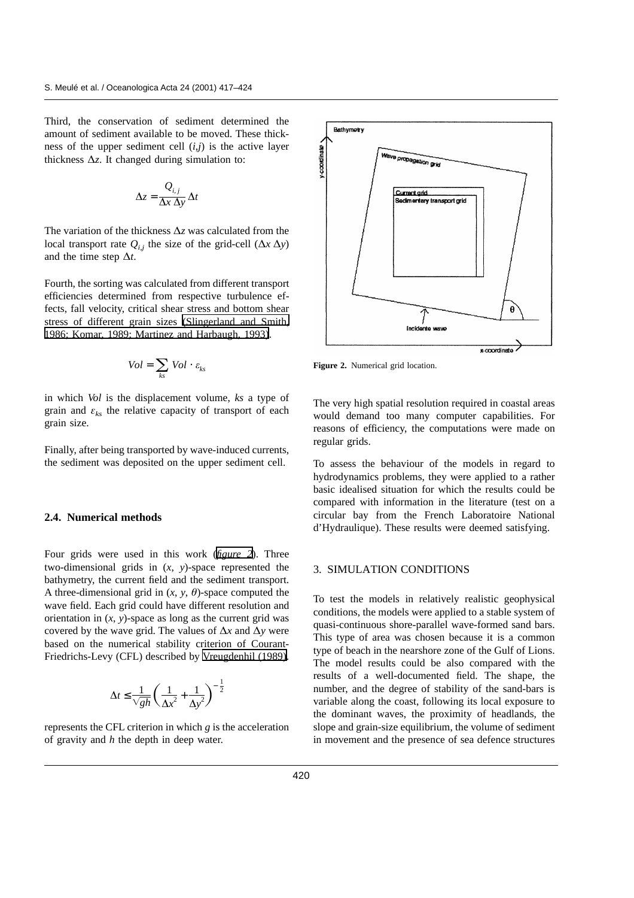Third, the conservation of sediment determined the amount of sediment available to be moved. These thickness of the upper sediment cell ($i$,$j$) is the active layer thickness $\Delta z$. It changed during simulation to:

$$\Delta z = \frac{Q_{i,j}}{\Delta x \, \Delta y} \Delta t$$

The variation of the thickness $\Delta z$ was calculated from the local transport rate $Q_{i,j}$ the size of the grid-cell ($\Delta x \, \Delta y$) and the time step $\Delta t$.

Fourth, the sorting was calculated from different transport efficiencies determined from respective turbulence effects, fall velocity, critical shear stress and bottom shear stress of different grain sizes (Slingerland and Smith, 1986; Komar, 1989; Martinez and Harbaugh, 1993).

$$Vol = \sum_{ks} Vol \cdot \varepsilon_{ks}$$

in which *Vol* is the displacement volume, *ks* a type of grain and $\varepsilon_{ks}$ the relative capacity of transport of each grain size.

Finally, after being transported by wave-induced currents, the sediment was deposited on the upper sediment cell.

### 2.4. Numerical methods

Four grids were used in this work (*figure 2*). Three two-dimensional grids in ($x$, $y$)-space represented the bathymetry, the current field and the sediment transport. A three-dimensional grid in ($x$, $y$, $\theta$)-space computed the wave field. Each grid could have different resolution and orientation in ($x$, $y$)-space as long as the current grid was covered by the wave grid. The values of $\Delta x$ and $\Delta y$ were based on the numerical stability criterion of Courant-Friedrichs-Levy (CFL) described by Vreugdenhil (1989).

$$\Delta t \leq \frac{1}{\sqrt{gh}} \left( \frac{1}{\Delta x^2} + \frac{1}{\Delta y^2} \right)^{-\frac{1}{2}}$$

represents the CFL criterion in which $g$ is the acceleration of gravity and $h$ the depth in deep water.

**Figure 2.** Numerical grid location.

The very high spatial resolution required in coastal areas would demand too many computer capabilities. For reasons of efficiency, the computations were made on regular grids.

To assess the behaviour of the models in regard to hydrodynamics problems, they were applied to a rather basic idealised situation for which the results could be compared with information in the literature (test on a circular bay from the French Laboratoire National d'Hydraulique). These results were deemed satisfying.

## 3. SIMULATION CONDITIONS

To test the models in relatively realistic geophysical conditions, the models were applied to a stable system of quasi-continuous shore-parallel wave-formed sand bars. This type of area was chosen because it is a common type of beach in the nearshore zone of the Gulf of Lions. The model results could be also compared with the results of a well-documented field. The shape, the number, and the degree of stability of the sand-bars is variable along the coast, following its local exposure to the dominant waves, the proximity of headlands, the slope and grain-size equilibrium, the volume of sediment in movement and the presence of sea defence structures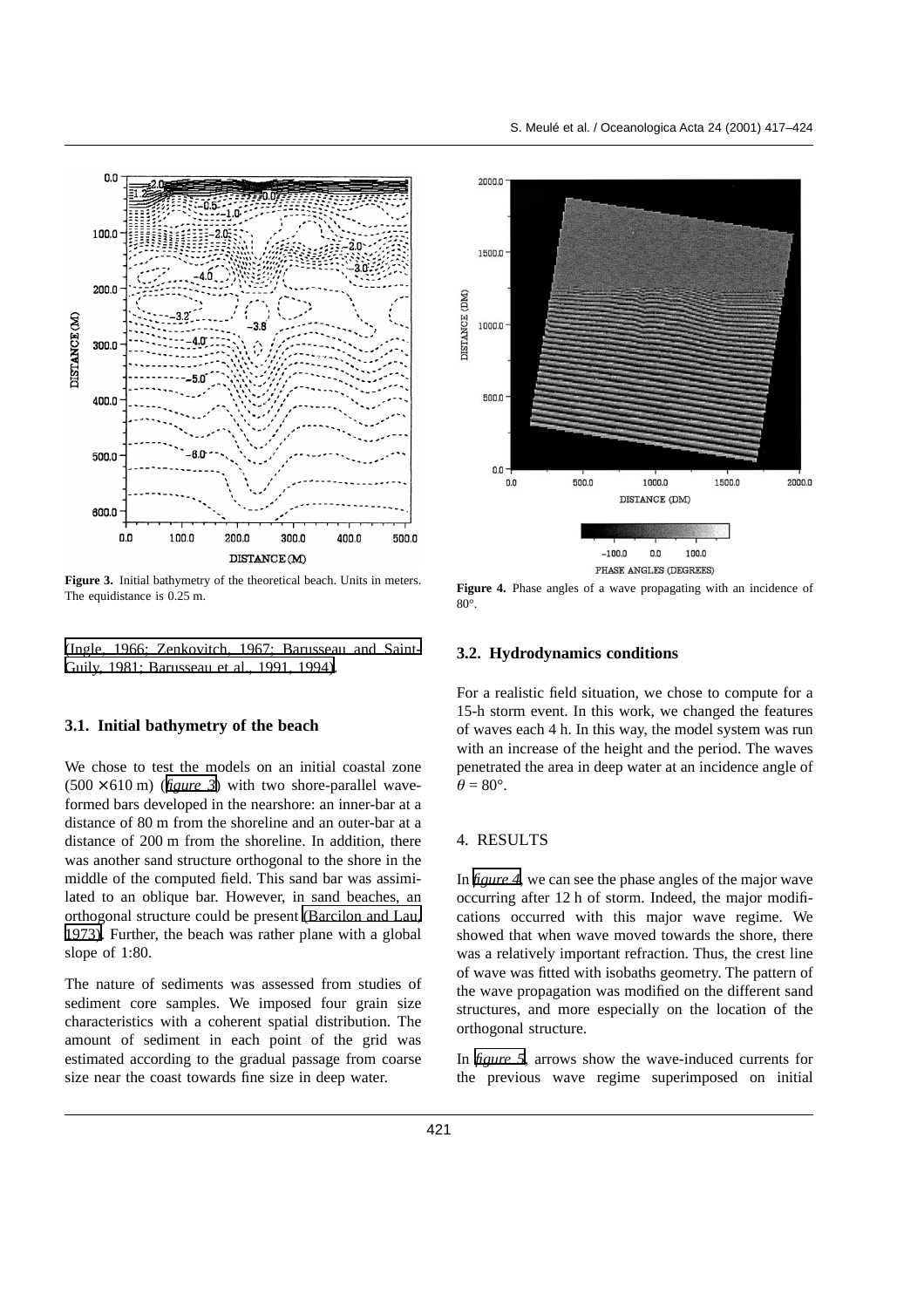Figure 3. Initial bathymetry of the theoretical beach. Units in meters. The equidistance is 0.25 m.

Figure 4. Phase angles of a wave propagating with an incidence of 80°.

(Ingle, 1966; Zenkovitch, 1967; Barusseau and Saint-Guily, 1981; Barusseau et al., 1991, 1994).

### 3.1. Initial bathymetry of the beach

We chose to test the models on an initial coastal zone (500 × 610 m) (*figure 3*) with two shore-parallel wave-formed bars developed in the nearshore: an inner-bar at a distance of 80 m from the shoreline and an outer-bar at a distance of 200 m from the shoreline. In addition, there was another sand structure orthogonal to the shore in the middle of the computed field. This sand bar was assimilated to an oblique bar. However, in sand beaches, an orthogonal structure could be present (Barcilon and Lau, 1973). Further, the beach was rather plane with a global slope of 1:80.

The nature of sediments was assessed from studies of sediment core samples. We imposed four grain size characteristics with a coherent spatial distribution. The amount of sediment in each point of the grid was estimated according to the gradual passage from coarse size near the coast towards fine size in deep water.

### 3.2. Hydrodynamics conditions

For a realistic field situation, we chose to compute for a 15-h storm event. In this work, we changed the features of waves each 4 h. In this way, the model system was run with an increase of the height and the period. The waves penetrated the area in deep water at an incidence angle of $\theta = 80°$.

## 4. RESULTS

In *figure 4*, we can see the phase angles of the major wave occurring after 12 h of storm. Indeed, the major modifications occurred with this major wave regime. We showed that when wave moved towards the shore, there was a relatively important refraction. Thus, the crest line of wave was fitted with isobaths geometry. The pattern of the wave propagation was modified on the different sand structures, and more especially on the location of the orthogonal structure.

In *figure 5*, arrows show the wave-induced currents for the previous wave regime superimposed on initial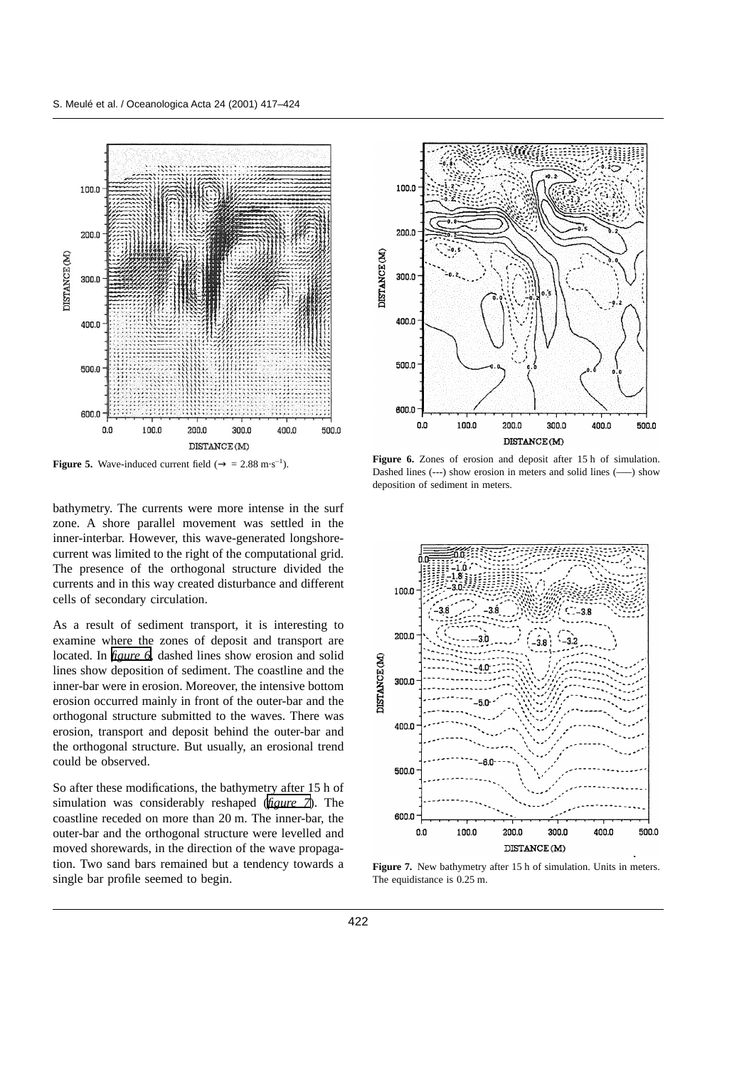**Figure 5.** Wave-induced current field (→ = 2.88 m·s$^{-1}$).

**Figure 6.** Zones of erosion and deposit after 15 h of simulation. Dashed lines (---) show erosion in meters and solid lines (—–) show deposition of sediment in meters.

bathymetry. The currents were more intense in the surf zone. A shore parallel movement was settled in the inner-interbar. However, this wave-generated longshore-current was limited to the right of the computational grid. The presence of the orthogonal structure divided the currents and in this way created disturbance and different cells of secondary circulation.

As a result of sediment transport, it is interesting to examine where the zones of deposit and transport are located. In *figure 6*, dashed lines show erosion and solid lines show deposition of sediment. The coastline and the inner-bar were in erosion. Moreover, the intensive bottom erosion occurred mainly in front of the outer-bar and the orthogonal structure submitted to the waves. There was erosion, transport and deposit behind the outer-bar and the orthogonal structure. But usually, an erosional trend could be observed.

So after these modifications, the bathymetry after 15 h of simulation was considerably reshaped (*figure 7*). The coastline receded on more than 20 m. The inner-bar, the outer-bar and the orthogonal structure were levelled and moved shorewards, in the direction of the wave propagation. Two sand bars remained but a tendency towards a single bar profile seemed to begin.

**Figure 7.** New bathymetry after 15 h of simulation. Units in meters. The equidistance is 0.25 m.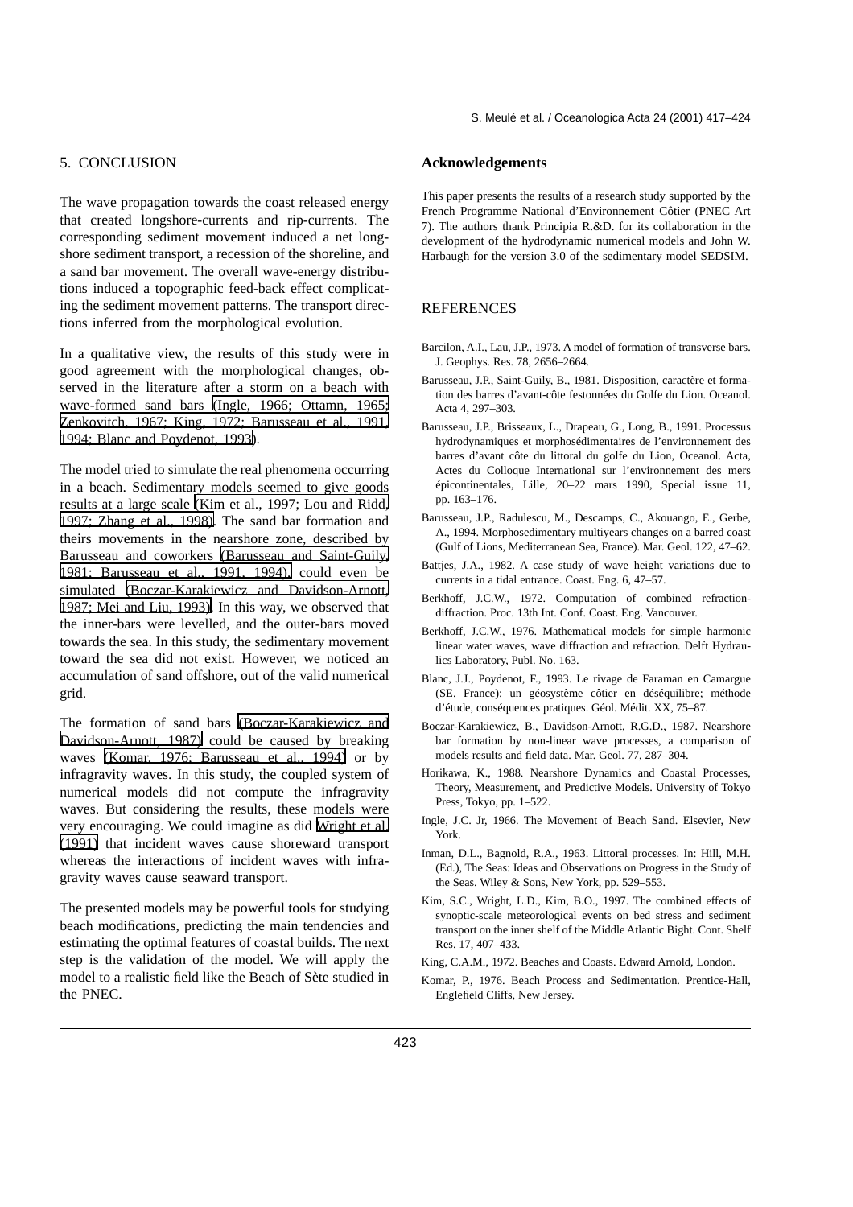## 5. CONCLUSION

The wave propagation towards the coast released energy that created longshore-currents and rip-currents. The corresponding sediment movement induced a net longshore sediment transport, a recession of the shoreline, and a sand bar movement. The overall wave-energy distributions induced a topographic feed-back effect complicating the sediment movement patterns. The transport directions inferred from the morphological evolution.

In a qualitative view, the results of this study were in good agreement with the morphological changes, observed in the literature after a storm on a beach with wave-formed sand bars (Ingle, 1966; Ottamn, 1965; Zenkovitch, 1967; King, 1972; Barusseau et al., 1991, 1994; Blanc and Poydenot, 1993).

The model tried to simulate the real phenomena occurring in a beach. Sedimentary models seemed to give goods results at a large scale (Kim et al., 1997; Lou and Ridd, 1997; Zhang et al., 1998). The sand bar formation and theirs movements in the nearshore zone, described by Barusseau and coworkers (Barusseau and Saint-Guily, 1981; Barusseau et al., 1991, 1994), could even be simulated (Boczar-Karakiewicz and Davidson-Arnott, 1987; Mei and Liu, 1993). In this way, we observed that the inner-bars were levelled, and the outer-bars moved towards the sea. In this study, the sedimentary movement toward the sea did not exist. However, we noticed an accumulation of sand offshore, out of the valid numerical grid.

The formation of sand bars (Boczar-Karakiewicz and Davidson-Arnott, 1987) could be caused by breaking waves (Komar, 1976; Barusseau et al., 1994) or by infragravity waves. In this study, the coupled system of numerical models did not compute the infragravity waves. But considering the results, these models were very encouraging. We could imagine as did Wright et al. (1991) that incident waves cause shoreward transport whereas the interactions of incident waves with infragravity waves cause seaward transport.

The presented models may be powerful tools for studying beach modifications, predicting the main tendencies and estimating the optimal features of coastal builds. The next step is the validation of the model. We will apply the model to a realistic field like the Beach of Sète studied in the PNEC.

### Acknowledgements

This paper presents the results of a research study supported by the French Programme National d'Environnement Côtier (PNEC Art 7). The authors thank Principia R.&D. for its collaboration in the development of the hydrodynamic numerical models and John W. Harbaugh for the version 3.0 of the sedimentary model SEDSIM.

## REFERENCES

Barcilon, A.I., Lau, J.P., 1973. A model of formation of transverse bars. J. Geophys. Res. 78, 2656–2664.

Barusseau, J.P., Saint-Guily, B., 1981. Disposition, caractère et formation des barres d'avant-côte festonnées du Golfe du Lion. Oceanol. Acta 4, 297–303.

Barusseau, J.P., Brisseaux, L., Drapeau, G., Long, B., 1991. Processus hydrodynamiques et morphosédimentaires de l'environnement des barres d'avant côte du littoral du golfe du Lion, Oceanol. Acta, Actes du Colloque International sur l'environnement des mers épicontinentales, Lille, 20–22 mars 1990, Special issue 11, pp. 163–176.

Barusseau, J.P., Radulescu, M., Descamps, C., Akouango, E., Gerbe, A., 1994. Morphosedimentary multiyears changes on a barred coast (Gulf of Lions, Mediterranean Sea, France). Mar. Geol. 122, 47–62.

Battjes, J.A., 1982. A case study of wave height variations due to currents in a tidal entrance. Coast. Eng. 6, 47–57.

Berkhoff, J.C.W., 1972. Computation of combined refraction-diffraction. Proc. 13th Int. Conf. Coast. Eng. Vancouver.

Berkhoff, J.C.W., 1976. Mathematical models for simple harmonic linear water waves, wave diffraction and refraction. Delft Hydraulics Laboratory, Publ. No. 163.

Blanc, J.J., Poydenot, F., 1993. Le rivage de Faraman en Camargue (SE. France): un géosystème côtier en déséquilibre; méthode d'étude, conséquences pratiques. Géol. Médit. XX, 75–87.

Boczar-Karakiewicz, B., Davidson-Arnott, R.G.D., 1987. Nearshore bar formation by non-linear wave processes, a comparison of models results and field data. Mar. Geol. 77, 287–304.

Horikawa, K., 1988. Nearshore Dynamics and Coastal Processes, Theory, Measurement, and Predictive Models. University of Tokyo Press, Tokyo, pp. 1–522.

Ingle, J.C. Jr, 1966. The Movement of Beach Sand. Elsevier, New York.

Inman, D.L., Bagnold, R.A., 1963. Littoral processes. In: Hill, M.H. (Ed.), The Seas: Ideas and Observations on Progress in the Study of the Seas. Wiley & Sons, New York, pp. 529–553.

Kim, S.C., Wright, L.D., Kim, B.O., 1997. The combined effects of synoptic-scale meteorological events on bed stress and sediment transport on the inner shelf of the Middle Atlantic Bight. Cont. Shelf Res. 17, 407–433.

King, C.A.M., 1972. Beaches and Coasts. Edward Arnold, London.

Komar, P., 1976. Beach Process and Sedimentation. Prentice-Hall, Englefield Cliffs, New Jersey.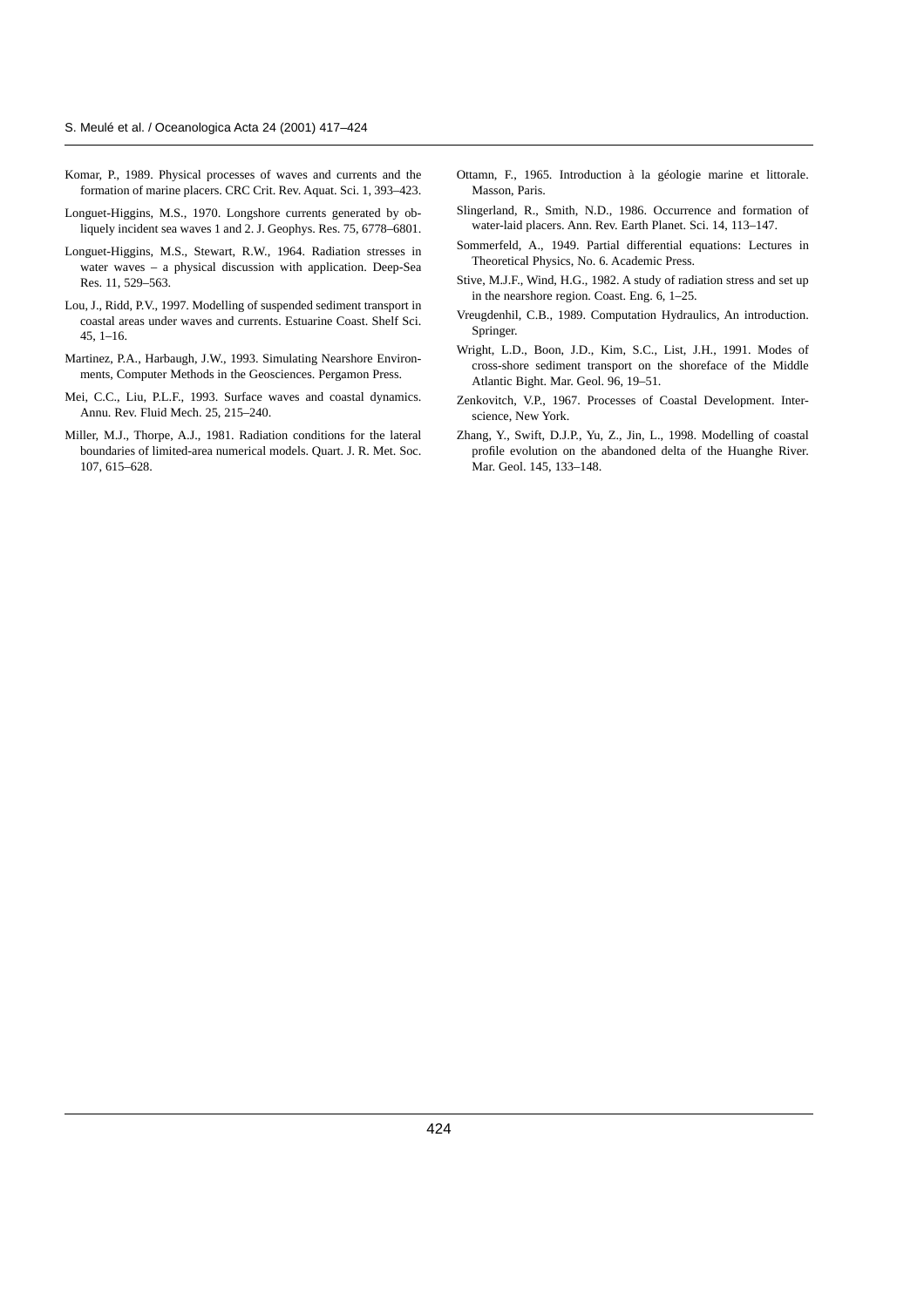Komar, P., 1989. Physical processes of waves and currents and the formation of marine placers. CRC Crit. Rev. Aquat. Sci. 1, 393–423.

Longuet-Higgins, M.S., 1970. Longshore currents generated by obliquely incident sea waves 1 and 2. J. Geophys. Res. 75, 6778–6801.

Longuet-Higgins, M.S., Stewart, R.W., 1964. Radiation stresses in water waves – a physical discussion with application. Deep-Sea Res. 11, 529–563.

Lou, J., Ridd, P.V., 1997. Modelling of suspended sediment transport in coastal areas under waves and currents. Estuarine Coast. Shelf Sci. 45, 1–16.

Martinez, P.A., Harbaugh, J.W., 1993. Simulating Nearshore Environments, Computer Methods in the Geosciences. Pergamon Press.

Mei, C.C., Liu, P.L.F., 1993. Surface waves and coastal dynamics. Annu. Rev. Fluid Mech. 25, 215–240.

Miller, M.J., Thorpe, A.J., 1981. Radiation conditions for the lateral boundaries of limited-area numerical models. Quart. J. R. Met. Soc. 107, 615–628.

Ottamn, F., 1965. Introduction à la géologie marine et littorale. Masson, Paris.

Slingerland, R., Smith, N.D., 1986. Occurrence and formation of water-laid placers. Ann. Rev. Earth Planet. Sci. 14, 113–147.

Sommerfeld, A., 1949. Partial differential equations: Lectures in Theoretical Physics, No. 6. Academic Press.

Stive, M.J.F., Wind, H.G., 1982. A study of radiation stress and set up in the nearshore region. Coast. Eng. 6, 1–25.

Vreugdenhil, C.B., 1989. Computation Hydraulics, An introduction. Springer.

Wright, L.D., Boon, J.D., Kim, S.C., List, J.H., 1991. Modes of cross-shore sediment transport on the shoreface of the Middle Atlantic Bight. Mar. Geol. 96, 19–51.

Zenkovitch, V.P., 1967. Processes of Coastal Development. Interscience, New York.

Zhang, Y., Swift, D.J.P., Yu, Z., Jin, L., 1998. Modelling of coastal profile evolution on the abandoned delta of the Huanghe River. Mar. Geol. 145, 133–148.